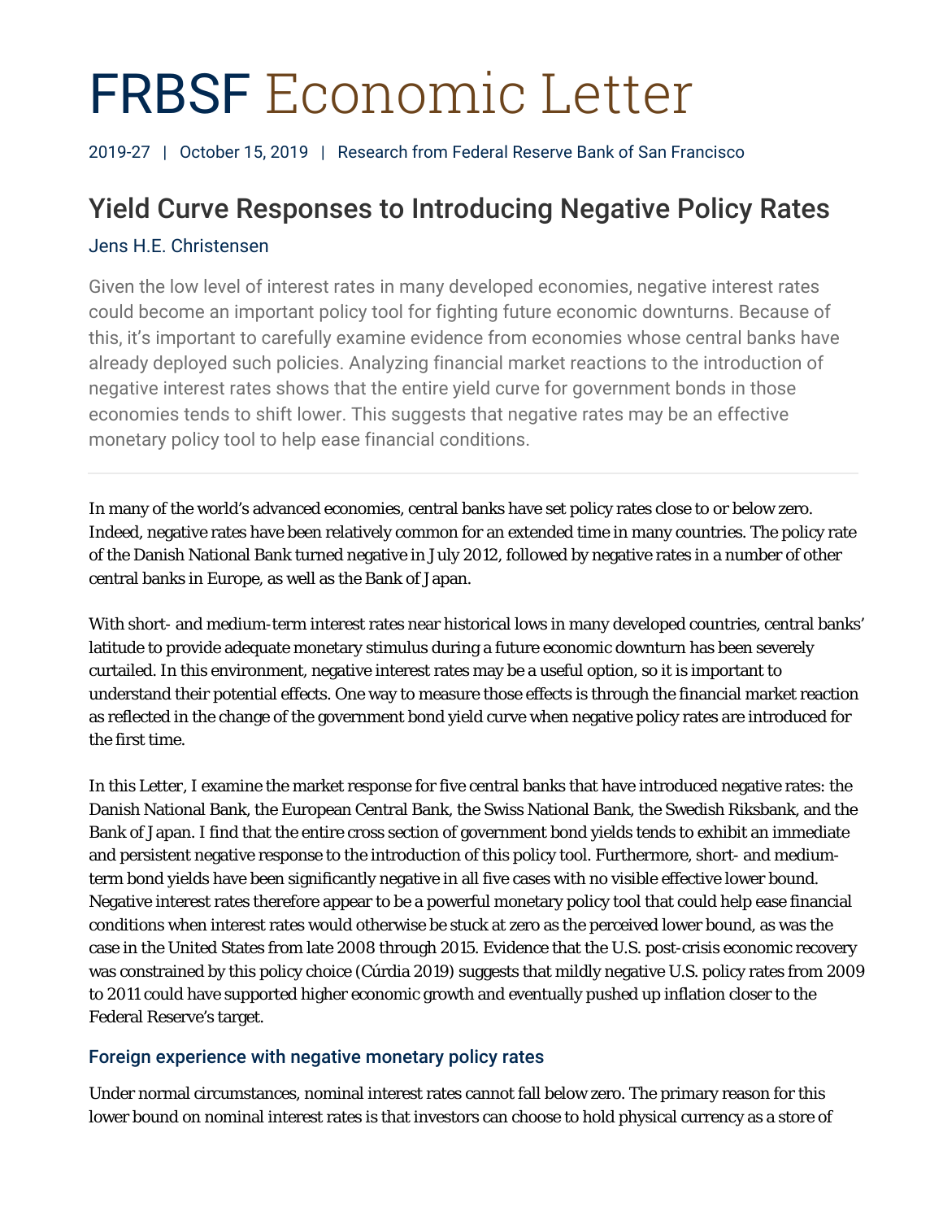# FRBSF Economic Letter

2019-27 | October 15, 2019 | Research from Federal Reserve Bank of San Francisco

## Yield Curve Responses to Introducing Negative Policy Rates

Jens H.E. Christensen

Given the low level of interest rates in many developed economies, negative interest rates could become an important policy tool for fighting future economic downturns. Because of this, it's important to carefully examine evidence from economies whose central banks have already deployed such policies. Analyzing financial market reactions to the introduction of negative interest rates shows that the entire yield curve for government bonds in those economies tends to shift lower. This suggests that negative rates may be an effective monetary policy tool to help ease financial conditions.

---

In many of the world's advanced economies, central banks have set policy rates close to or below zero. Indeed, negative rates have been relatively common for an extended time in many countries. The policy rate of the Danish National Bank turned negative in July 2012, followed by negative rates in a number of other central banks in Europe, as well as the Bank of Japan.

With short- and medium-term interest rates near historical lows in many developed countries, central banks' latitude to provide adequate monetary stimulus during a future economic downturn has been severely curtailed. In this environment, negative interest rates may be a useful option, so it is important to understand their potential effects. One way to measure those effects is through the financial market reaction as reflected in the change of the government bond yield curve when negative policy rates are introduced for the first time.

In this Letter, I examine the market response for five central banks that have introduced negative rates: the Danish National Bank, the European Central Bank, the Swiss National Bank, the Swedish Riksbank, and the Bank of Japan. I find that the entire cross section of government bond yields tends to exhibit an immediate and persistent negative response to the introduction of this policy tool. Furthermore, short- and medium-term bond yields have been significantly negative in all five cases with no visible effective lower bound. Negative interest rates therefore appear to be a powerful monetary policy tool that could help ease financial conditions when interest rates would otherwise be stuck at zero as the perceived lower bound, as was the case in the United States from late 2008 through 2015. Evidence that the U.S. post-crisis economic recovery was constrained by this policy choice (Cúrdia 2019) suggests that mildly negative U.S. policy rates from 2009 to 2011 could have supported higher economic growth and eventually pushed up inflation closer to the Federal Reserve's target.

### Foreign experience with negative monetary policy rates

Under normal circumstances, nominal interest rates cannot fall below zero. The primary reason for this lower bound on nominal interest rates is that investors can choose to hold physical currency as a store of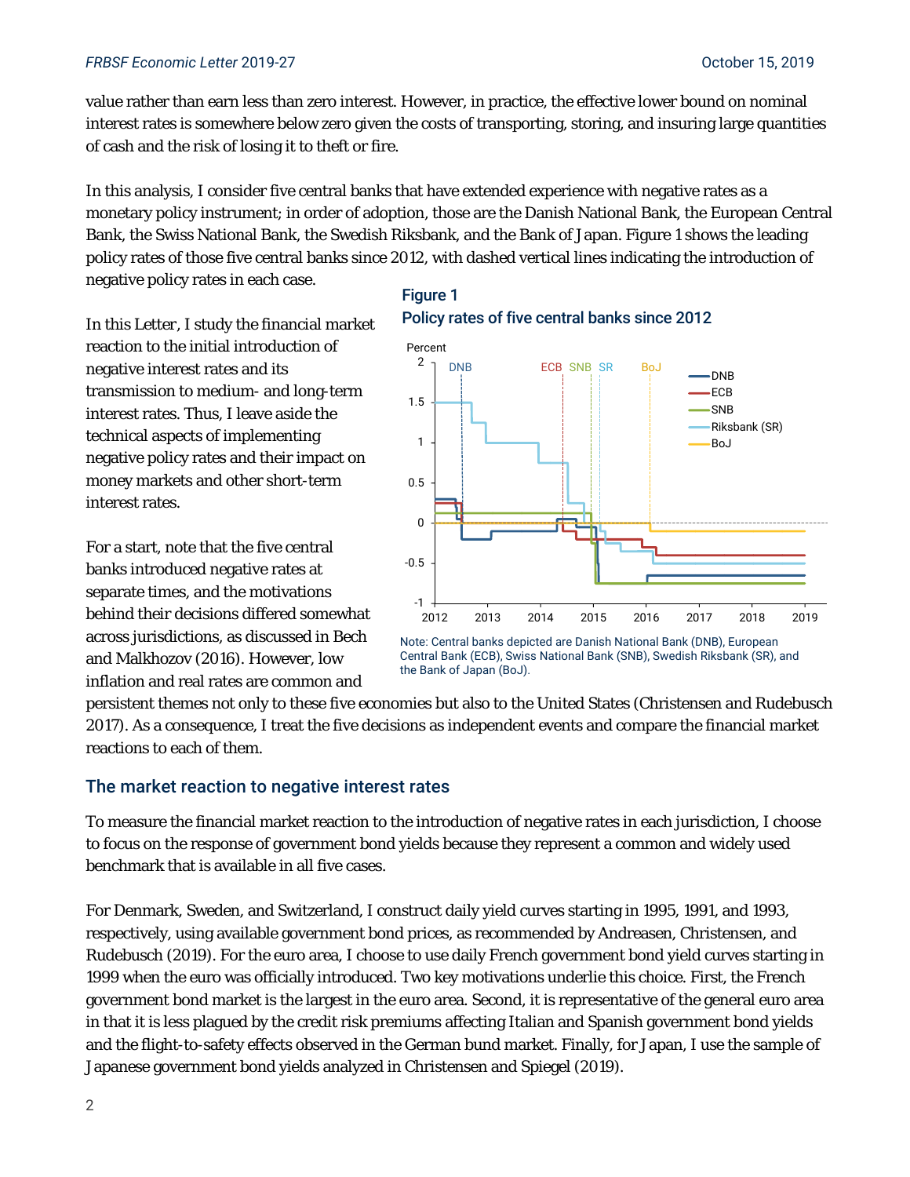value rather than earn less than zero interest. However, in practice, the effective lower bound on nominal interest rates is somewhere below zero given the costs of transporting, storing, and insuring large quantities of cash and the risk of losing it to theft or fire.

In this analysis, I consider five central banks that have extended experience with negative rates as a monetary policy instrument; in order of adoption, those are the Danish National Bank, the European Central Bank, the Swiss National Bank, the Swedish Riksbank, and the Bank of Japan. Figure 1 shows the leading policy rates of those five central banks since 2012, with dashed vertical lines indicating the introduction of negative policy rates in each case.

In this Letter, I study the financial market reaction to the initial introduction of negative interest rates and its transmission to medium- and long-term interest rates. Thus, I leave aside the technical aspects of implementing negative policy rates and their impact on money markets and other short-term interest rates.

**Figure 1**

**Policy rates of five central banks since 2012**

Note: Central banks depicted are Danish National Bank (DNB), European Central Bank (ECB), Swiss National Bank (SNB), Swedish Riksbank (SR), and the Bank of Japan (BoJ).

For a start, note that the five central banks introduced negative rates at separate times, and the motivations behind their decisions differed somewhat across jurisdictions, as discussed in Bech and Malkhozov (2016). However, low inflation and real rates are common and persistent themes not only to these five economies but also to the United States (Christensen and Rudebusch 2017). As a consequence, I treat the five decisions as independent events and compare the financial market reactions to each of them.

## The market reaction to negative interest rates

To measure the financial market reaction to the introduction of negative rates in each jurisdiction, I choose to focus on the response of government bond yields because they represent a common and widely used benchmark that is available in all five cases.

For Denmark, Sweden, and Switzerland, I construct daily yield curves starting in 1995, 1991, and 1993, respectively, using available government bond prices, as recommended by Andreasen, Christensen, and Rudebusch (2019). For the euro area, I choose to use daily French government bond yield curves starting in 1999 when the euro was officially introduced. Two key motivations underlie this choice. First, the French government bond market is the largest in the euro area. Second, it is representative of the general euro area in that it is less plagued by the credit risk premiums affecting Italian and Spanish government bond yields and the flight-to-safety effects observed in the German bund market. Finally, for Japan, I use the sample of Japanese government bond yields analyzed in Christensen and Spiegel (2019).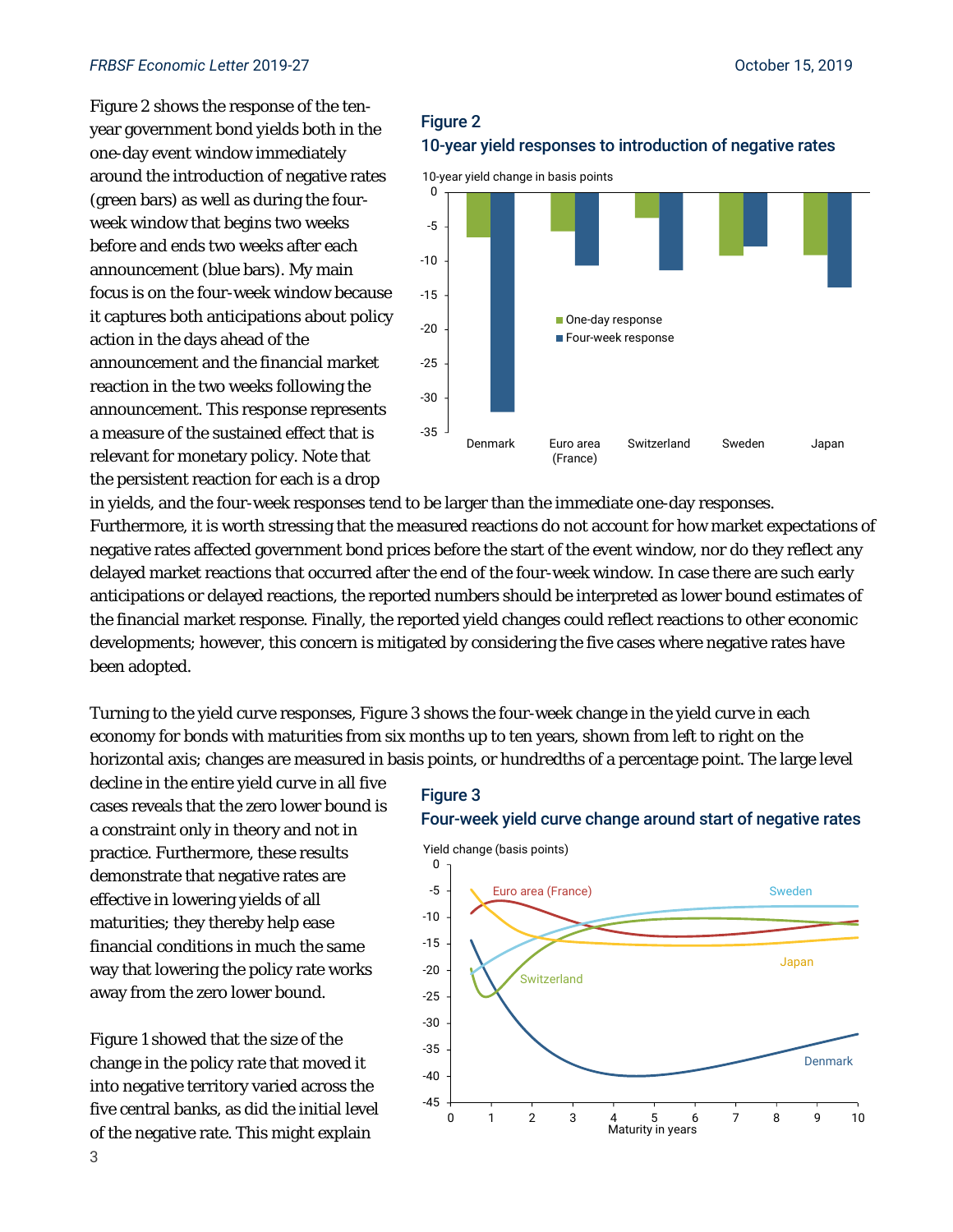Figure 2 shows the response of the ten-year government bond yields both in the one-day event window immediately around the introduction of negative rates (green bars) as well as during the four-week window that begins two weeks before and ends two weeks after each announcement (blue bars). My main focus is on the four-week window because it captures both anticipations about policy action in the days ahead of the announcement and the financial market reaction in the two weeks following the announcement. This response represents a measure of the sustained effect that is relevant for monetary policy. Note that the persistent reaction for each is a drop in yields, and the four-week responses tend to be larger than the immediate one-day responses. Furthermore, it is worth stressing that the measured reactions do not account for how market expectations of negative rates affected government bond prices before the start of the event window, nor do they reflect any delayed market reactions that occurred after the end of the four-week window. In case there are such early anticipations or delayed reactions, the reported numbers should be interpreted as lower bound estimates of the financial market response. Finally, the reported yield changes could reflect reactions to other economic developments; however, this concern is mitigated by considering the five cases where negative rates have been adopted.

**Figure 2**
**10-year yield responses to introduction of negative rates**

Turning to the yield curve responses, Figure 3 shows the four-week change in the yield curve in each economy for bonds with maturities from six months up to ten years, shown from left to right on the horizontal axis; changes are measured in basis points, or hundredths of a percentage point. The large level decline in the entire yield curve in all five cases reveals that the zero lower bound is a constraint only in theory and not in practice. Furthermore, these results demonstrate that negative rates are effective in lowering yields of all maturities; they thereby help ease financial conditions in much the same way that lowering the policy rate works away from the zero lower bound.

**Figure 3**
**Four-week yield curve change around start of negative rates**

Figure 1 showed that the size of the change in the policy rate that moved it into negative territory varied across the five central banks, as did the initial level of the negative rate. This might explain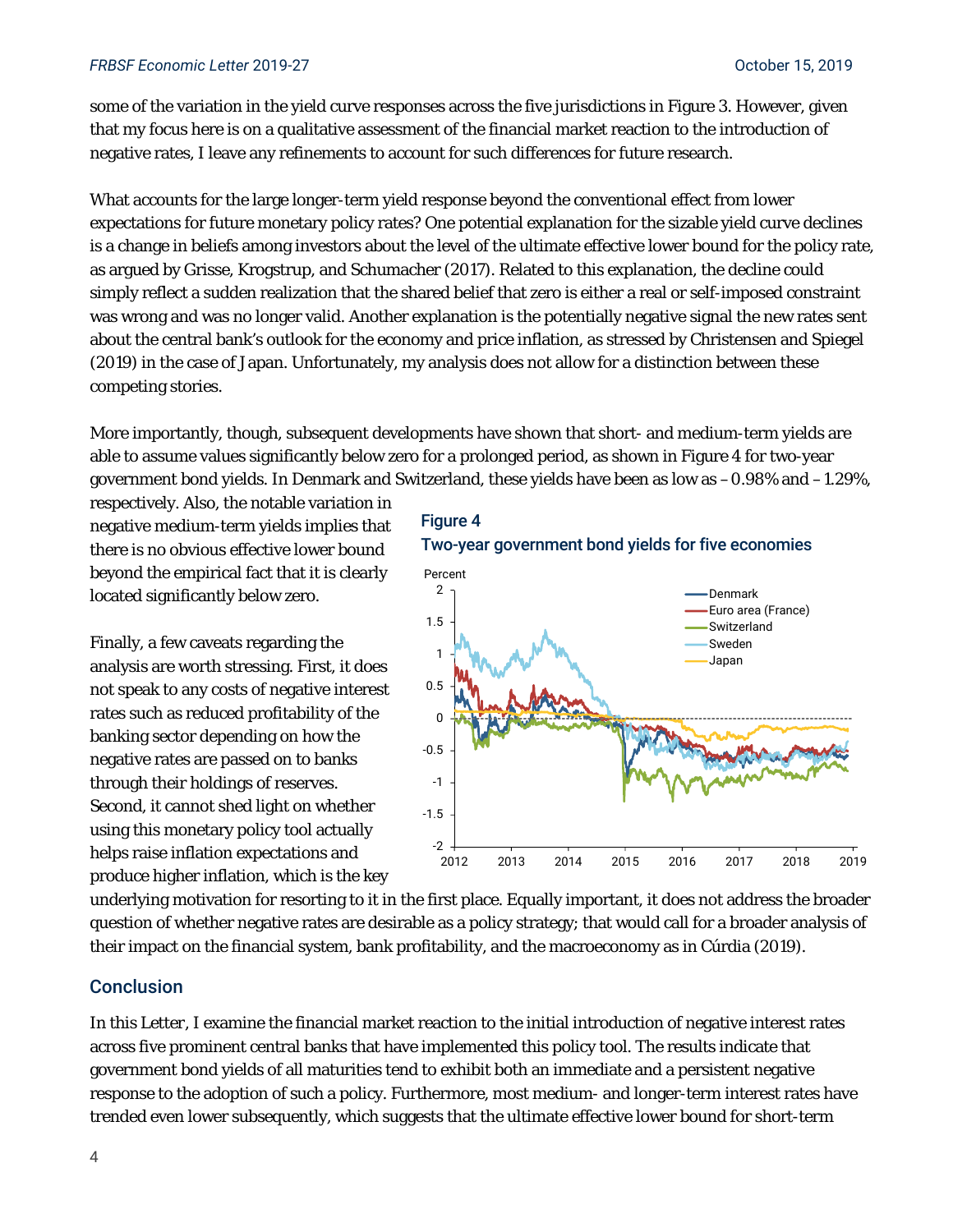some of the variation in the yield curve responses across the five jurisdictions in Figure 3. However, given that my focus here is on a qualitative assessment of the financial market reaction to the introduction of negative rates, I leave any refinements to account for such differences for future research.

What accounts for the large longer-term yield response beyond the conventional effect from lower expectations for future monetary policy rates? One potential explanation for the sizable yield curve declines is a change in beliefs among investors about the level of the ultimate effective lower bound for the policy rate, as argued by Grisse, Krogstrup, and Schumacher (2017). Related to this explanation, the decline could simply reflect a sudden realization that the shared belief that zero is either a real or self-imposed constraint was wrong and was no longer valid. Another explanation is the potentially negative signal the new rates sent about the central bank's outlook for the economy and price inflation, as stressed by Christensen and Spiegel (2019) in the case of Japan. Unfortunately, my analysis does not allow for a distinction between these competing stories.

More importantly, though, subsequent developments have shown that short- and medium-term yields are able to assume values significantly below zero for a prolonged period, as shown in Figure 4 for two-year government bond yields. In Denmark and Switzerland, these yields have been as low as –0.98% and –1.29%, respectively. Also, the notable variation in negative medium-term yields implies that there is no obvious effective lower bound beyond the empirical fact that it is clearly located significantly below zero.

**Figure 4**
**Two-year government bond yields for five economies**

Finally, a few caveats regarding the analysis are worth stressing. First, it does not speak to any costs of negative interest rates such as reduced profitability of the banking sector depending on how the negative rates are passed on to banks through their holdings of reserves. Second, it cannot shed light on whether using this monetary policy tool actually helps raise inflation expectations and produce higher inflation, which is the key underlying motivation for resorting to it in the first place. Equally important, it does not address the broader question of whether negative rates are desirable as a policy strategy; that would call for a broader analysis of their impact on the financial system, bank profitability, and the macroeconomy as in Cúrdia (2019).

## Conclusion

In this Letter, I examine the financial market reaction to the initial introduction of negative interest rates across five prominent central banks that have implemented this policy tool. The results indicate that government bond yields of all maturities tend to exhibit both an immediate and a persistent negative response to the adoption of such a policy. Furthermore, most medium- and longer-term interest rates have trended even lower subsequently, which suggests that the ultimate effective lower bound for short-term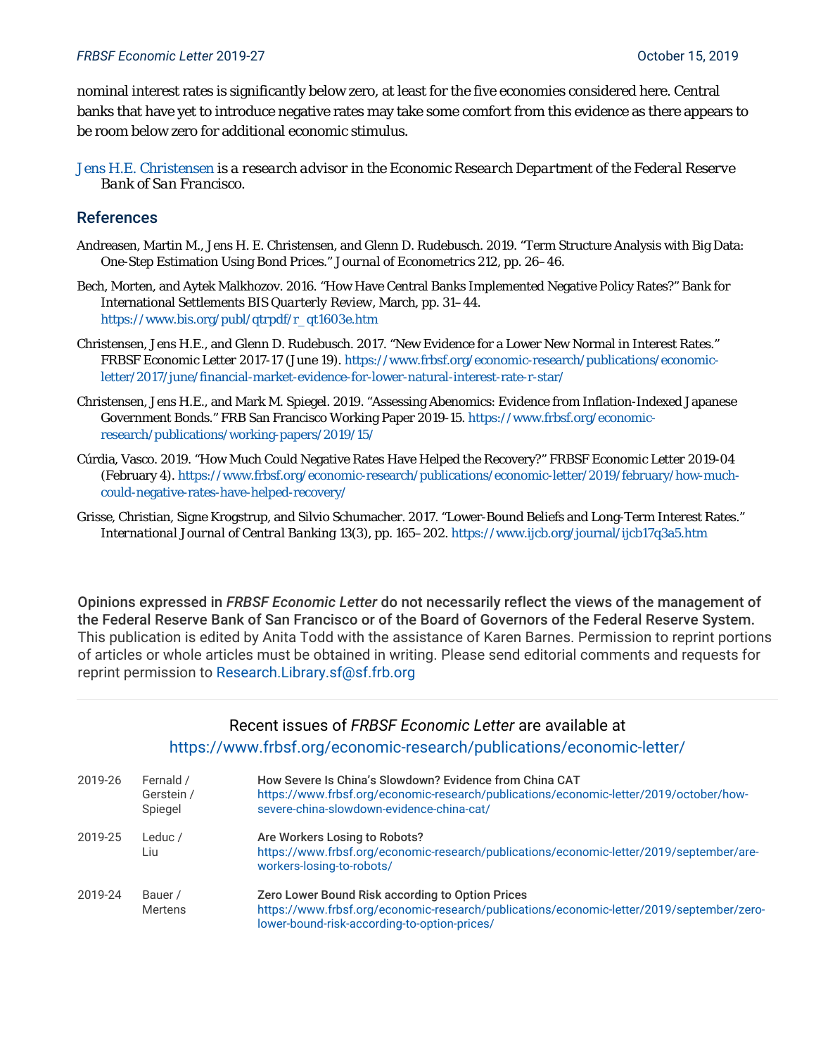nominal interest rates is significantly below zero, at least for the five economies considered here. Central banks that have yet to introduce negative rates may take some comfort from this evidence as there appears to be room below zero for additional economic stimulus.

Jens H.E. Christensen *is a research advisor in the Economic Research Department of the Federal Reserve Bank of San Francisco.*

## References

Andreasen, Martin M., Jens H. E. Christensen, and Glenn D. Rudebusch. 2019. "Term Structure Analysis with Big Data: One-Step Estimation Using Bond Prices." *Journal of Econometrics* 212, pp. 26–46.

Bech, Morten, and Aytek Malkhozov. 2016. "How Have Central Banks Implemented Negative Policy Rates?" Bank for International Settlements *BIS Quarterly Review*, March, pp. 31–44. https://www.bis.org/publ/qtrpdf/r_qt1603e.htm

Christensen, Jens H.E., and Glenn D. Rudebusch. 2017. "New Evidence for a Lower New Normal in Interest Rates." FRBSF Economic Letter 2017-17 (June 19). https://www.frbsf.org/economic-research/publications/economic-letter/2017/june/financial-market-evidence-for-lower-natural-interest-rate-r-star/

Christensen, Jens H.E., and Mark M. Spiegel. 2019. "Assessing Abenomics: Evidence from Inflation-Indexed Japanese Government Bonds." FRB San Francisco Working Paper 2019-15. https://www.frbsf.org/economic-research/publications/working-papers/2019/15/

Cúrdia, Vasco. 2019. "How Much Could Negative Rates Have Helped the Recovery?" FRBSF Economic Letter 2019-04 (February 4). https://www.frbsf.org/economic-research/publications/economic-letter/2019/february/how-much-could-negative-rates-have-helped-recovery/

Grisse, Christian, Signe Krogstrup, and Silvio Schumacher. 2017. "Lower-Bound Beliefs and Long-Term Interest Rates." *International Journal of Central Banking* 13(3), pp. 165–202. https://www.ijcb.org/journal/ijcb17q3a5.htm

**Opinions expressed in *FRBSF Economic Letter* do not necessarily reflect the views of the management of the Federal Reserve Bank of San Francisco or of the Board of Governors of the Federal Reserve System.** This publication is edited by Anita Todd with the assistance of Karen Barnes. Permission to reprint portions of articles or whole articles must be obtained in writing. Please send editorial comments and requests for reprint permission to Research.Library.sf@sf.frb.org

Recent issues of *FRBSF Economic Letter* are available at
https://www.frbsf.org/economic-research/publications/economic-letter/

| | | |
|---|---|---|
| 2019-26 | Fernald / Gerstein / Spiegel | **How Severe Is China's Slowdown? Evidence from China CAT** https://www.frbsf.org/economic-research/publications/economic-letter/2019/october/how-severe-china-slowdown-evidence-china-cat/ |
| 2019-25 | Leduc / Liu | **Are Workers Losing to Robots?** https://www.frbsf.org/economic-research/publications/economic-letter/2019/september/are-workers-losing-to-robots/ |
| 2019-24 | Bauer / Mertens | **Zero Lower Bound Risk according to Option Prices** https://www.frbsf.org/economic-research/publications/economic-letter/2019/september/zero-lower-bound-risk-according-to-option-prices/ |